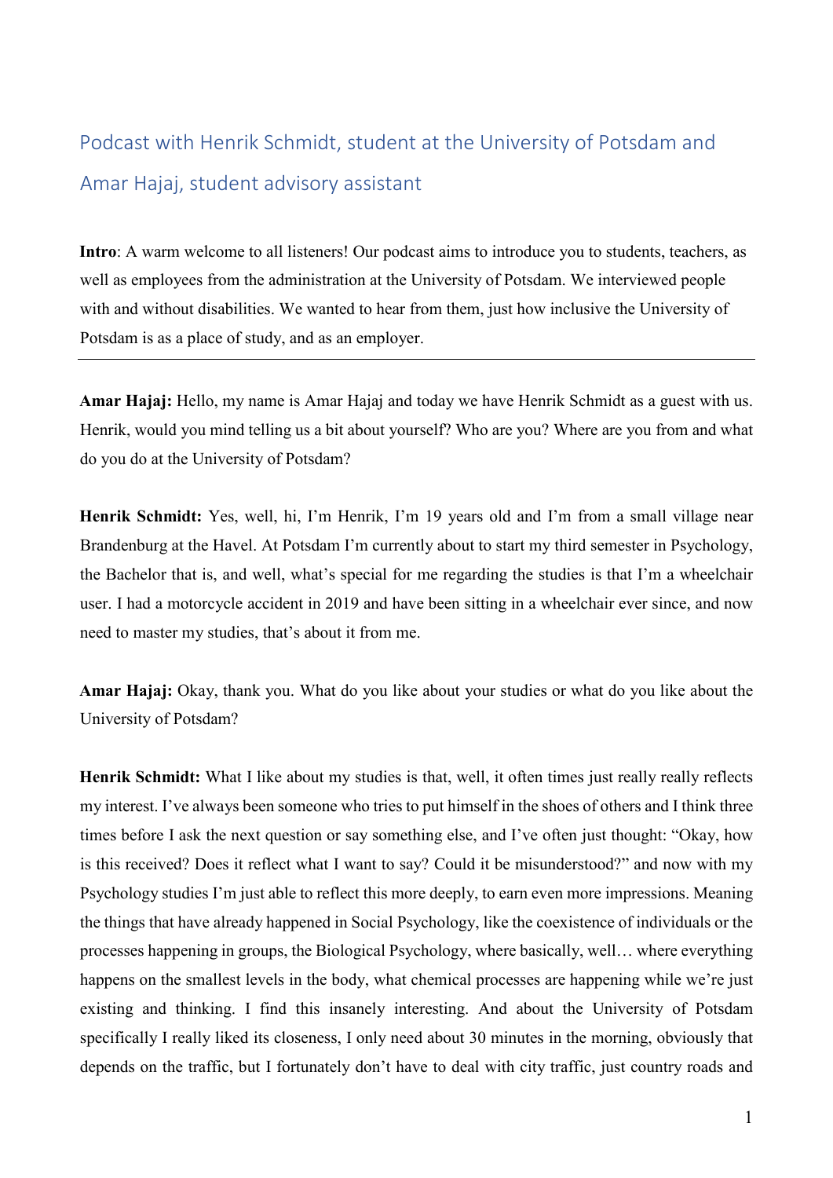# Podcast with Henrik Schmidt, student at the University of Potsdam and Amar Hajaj, student advisory assistant

**Intro**: A warm welcome to all listeners! Our podcast aims to introduce you to students, teachers, as well as employees from the administration at the University of Potsdam. We interviewed people with and without disabilities. We wanted to hear from them, just how inclusive the University of Potsdam is as a place of study, and as an employer.

---

**Amar Hajaj:** Hello, my name is Amar Hajaj and today we have Henrik Schmidt as a guest with us. Henrik, would you mind telling us a bit about yourself? Who are you? Where are you from and what do you do at the University of Potsdam?

**Henrik Schmidt:** Yes, well, hi, I'm Henrik, I'm 19 years old and I'm from a small village near Brandenburg at the Havel. At Potsdam I'm currently about to start my third semester in Psychology, the Bachelor that is, and well, what's special for me regarding the studies is that I'm a wheelchair user. I had a motorcycle accident in 2019 and have been sitting in a wheelchair ever since, and now need to master my studies, that's about it from me.

**Amar Hajaj:** Okay, thank you. What do you like about your studies or what do you like about the University of Potsdam?

**Henrik Schmidt:** What I like about my studies is that, well, it often times just really really reflects my interest. I've always been someone who tries to put himself in the shoes of others and I think three times before I ask the next question or say something else, and I've often just thought: "Okay, how is this received? Does it reflect what I want to say? Could it be misunderstood?" and now with my Psychology studies I'm just able to reflect this more deeply, to earn even more impressions. Meaning the things that have already happened in Social Psychology, like the coexistence of individuals or the processes happening in groups, the Biological Psychology, where basically, well… where everything happens on the smallest levels in the body, what chemical processes are happening while we're just existing and thinking. I find this insanely interesting. And about the University of Potsdam specifically I really liked its closeness, I only need about 30 minutes in the morning, obviously that depends on the traffic, but I fortunately don't have to deal with city traffic, just country roads and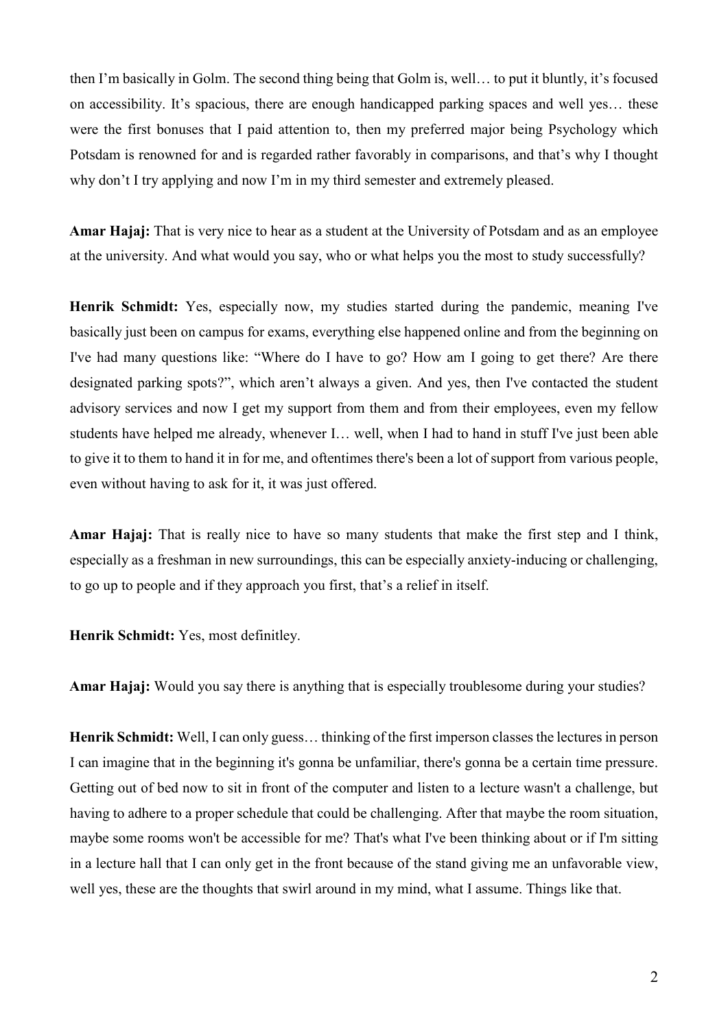then I'm basically in Golm. The second thing being that Golm is, well… to put it bluntly, it's focused on accessibility. It's spacious, there are enough handicapped parking spaces and well yes… these were the first bonuses that I paid attention to, then my preferred major being Psychology which Potsdam is renowned for and is regarded rather favorably in comparisons, and that's why I thought why don't I try applying and now I'm in my third semester and extremely pleased.

**Amar Hajaj:** That is very nice to hear as a student at the University of Potsdam and as an employee at the university. And what would you say, who or what helps you the most to study successfully?

**Henrik Schmidt:** Yes, especially now, my studies started during the pandemic, meaning I've basically just been on campus for exams, everything else happened online and from the beginning on I've had many questions like: "Where do I have to go? How am I going to get there? Are there designated parking spots?", which aren't always a given. And yes, then I've contacted the student advisory services and now I get my support from them and from their employees, even my fellow students have helped me already, whenever I… well, when I had to hand in stuff I've just been able to give it to them to hand it in for me, and oftentimes there's been a lot of support from various people, even without having to ask for it, it was just offered.

**Amar Hajaj:** That is really nice to have so many students that make the first step and I think, especially as a freshman in new surroundings, this can be especially anxiety-inducing or challenging, to go up to people and if they approach you first, that's a relief in itself.

**Henrik Schmidt:** Yes, most definitley.

**Amar Hajaj:** Would you say there is anything that is especially troublesome during your studies?

**Henrik Schmidt:** Well, I can only guess… thinking of the first imperson classes the lectures in person I can imagine that in the beginning it's gonna be unfamiliar, there's gonna be a certain time pressure. Getting out of bed now to sit in front of the computer and listen to a lecture wasn't a challenge, but having to adhere to a proper schedule that could be challenging. After that maybe the room situation, maybe some rooms won't be accessible for me? That's what I've been thinking about or if I'm sitting in a lecture hall that I can only get in the front because of the stand giving me an unfavorable view, well yes, these are the thoughts that swirl around in my mind, what I assume. Things like that.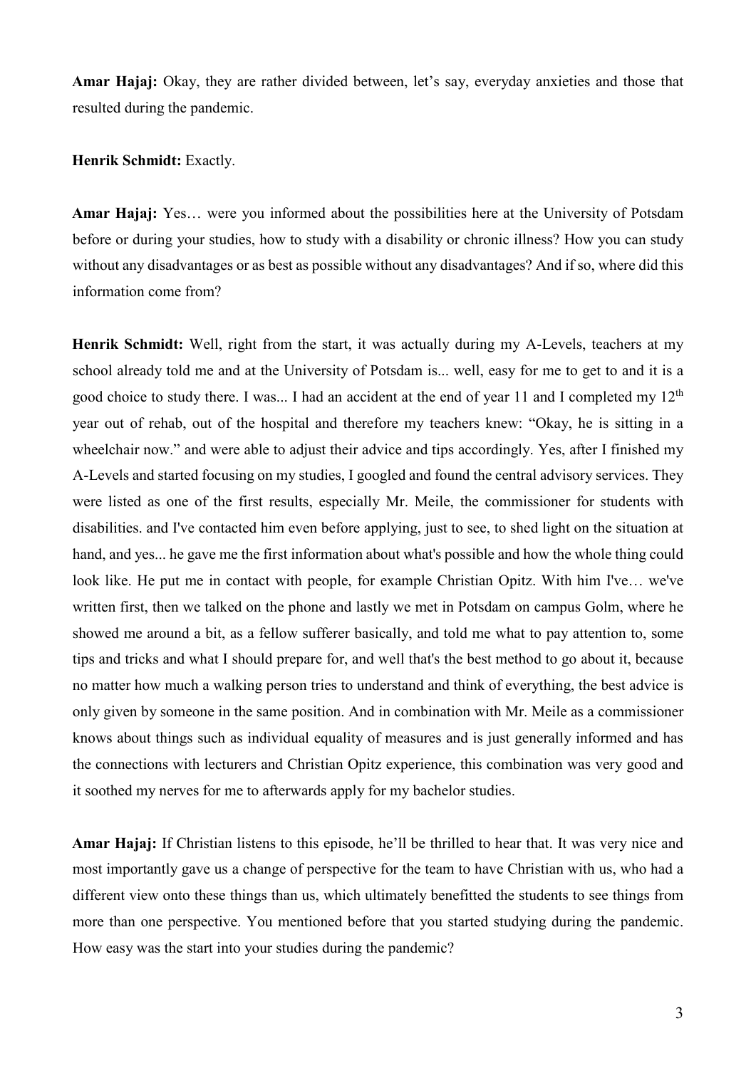**Amar Hajaj:** Okay, they are rather divided between, let's say, everyday anxieties and those that resulted during the pandemic.

**Henrik Schmidt:** Exactly.

**Amar Hajaj:** Yes… were you informed about the possibilities here at the University of Potsdam before or during your studies, how to study with a disability or chronic illness? How you can study without any disadvantages or as best as possible without any disadvantages? And if so, where did this information come from?

**Henrik Schmidt:** Well, right from the start, it was actually during my A-Levels, teachers at my school already told me and at the University of Potsdam is... well, easy for me to get to and it is a good choice to study there. I was... I had an accident at the end of year 11 and I completed my 12th year out of rehab, out of the hospital and therefore my teachers knew: "Okay, he is sitting in a wheelchair now." and were able to adjust their advice and tips accordingly. Yes, after I finished my A-Levels and started focusing on my studies, I googled and found the central advisory services. They were listed as one of the first results, especially Mr. Meile, the commissioner for students with disabilities. and I've contacted him even before applying, just to see, to shed light on the situation at hand, and yes... he gave me the first information about what's possible and how the whole thing could look like. He put me in contact with people, for example Christian Opitz. With him I've… we've written first, then we talked on the phone and lastly we met in Potsdam on campus Golm, where he showed me around a bit, as a fellow sufferer basically, and told me what to pay attention to, some tips and tricks and what I should prepare for, and well that's the best method to go about it, because no matter how much a walking person tries to understand and think of everything, the best advice is only given by someone in the same position. And in combination with Mr. Meile as a commissioner knows about things such as individual equality of measures and is just generally informed and has the connections with lecturers and Christian Opitz experience, this combination was very good and it soothed my nerves for me to afterwards apply for my bachelor studies.

**Amar Hajaj:** If Christian listens to this episode, he'll be thrilled to hear that. It was very nice and most importantly gave us a change of perspective for the team to have Christian with us, who had a different view onto these things than us, which ultimately benefitted the students to see things from more than one perspective. You mentioned before that you started studying during the pandemic. How easy was the start into your studies during the pandemic?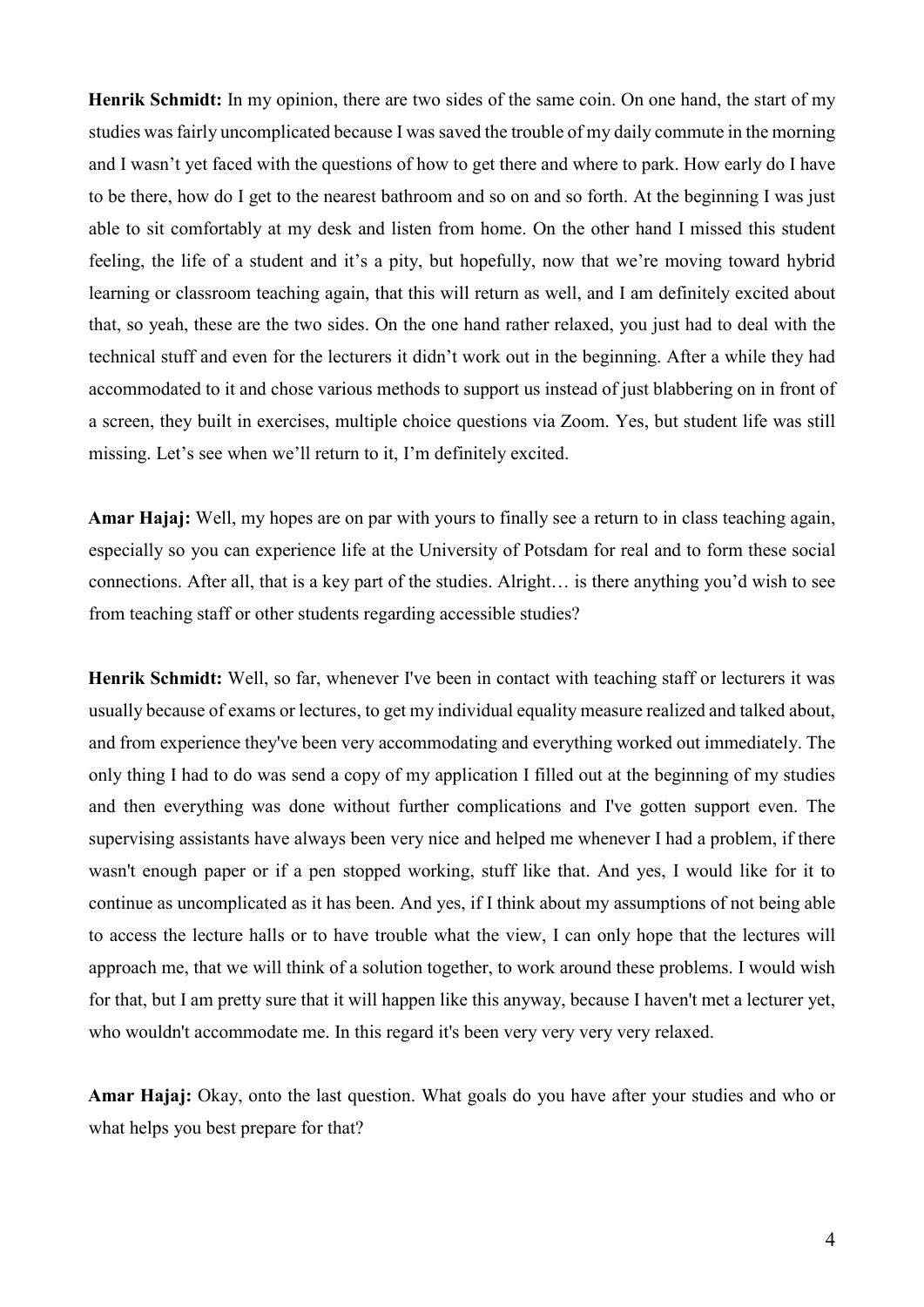**Henrik Schmidt:** In my opinion, there are two sides of the same coin. On one hand, the start of my studies was fairly uncomplicated because I was saved the trouble of my daily commute in the morning and I wasn't yet faced with the questions of how to get there and where to park. How early do I have to be there, how do I get to the nearest bathroom and so on and so forth. At the beginning I was just able to sit comfortably at my desk and listen from home. On the other hand I missed this student feeling, the life of a student and it's a pity, but hopefully, now that we're moving toward hybrid learning or classroom teaching again, that this will return as well, and I am definitely excited about that, so yeah, these are the two sides. On the one hand rather relaxed, you just had to deal with the technical stuff and even for the lecturers it didn't work out in the beginning. After a while they had accommodated to it and chose various methods to support us instead of just blabbering on in front of a screen, they built in exercises, multiple choice questions via Zoom. Yes, but student life was still missing. Let's see when we'll return to it, I'm definitely excited.

**Amar Hajaj:** Well, my hopes are on par with yours to finally see a return to in class teaching again, especially so you can experience life at the University of Potsdam for real and to form these social connections. After all, that is a key part of the studies. Alright… is there anything you'd wish to see from teaching staff or other students regarding accessible studies?

**Henrik Schmidt:** Well, so far, whenever I've been in contact with teaching staff or lecturers it was usually because of exams or lectures, to get my individual equality measure realized and talked about, and from experience they've been very accommodating and everything worked out immediately. The only thing I had to do was send a copy of my application I filled out at the beginning of my studies and then everything was done without further complications and I've gotten support even. The supervising assistants have always been very nice and helped me whenever I had a problem, if there wasn't enough paper or if a pen stopped working, stuff like that. And yes, I would like for it to continue as uncomplicated as it has been. And yes, if I think about my assumptions of not being able to access the lecture halls or to have trouble what the view, I can only hope that the lectures will approach me, that we will think of a solution together, to work around these problems. I would wish for that, but I am pretty sure that it will happen like this anyway, because I haven't met a lecturer yet, who wouldn't accommodate me. In this regard it's been very very very very relaxed.

**Amar Hajaj:** Okay, onto the last question. What goals do you have after your studies and who or what helps you best prepare for that?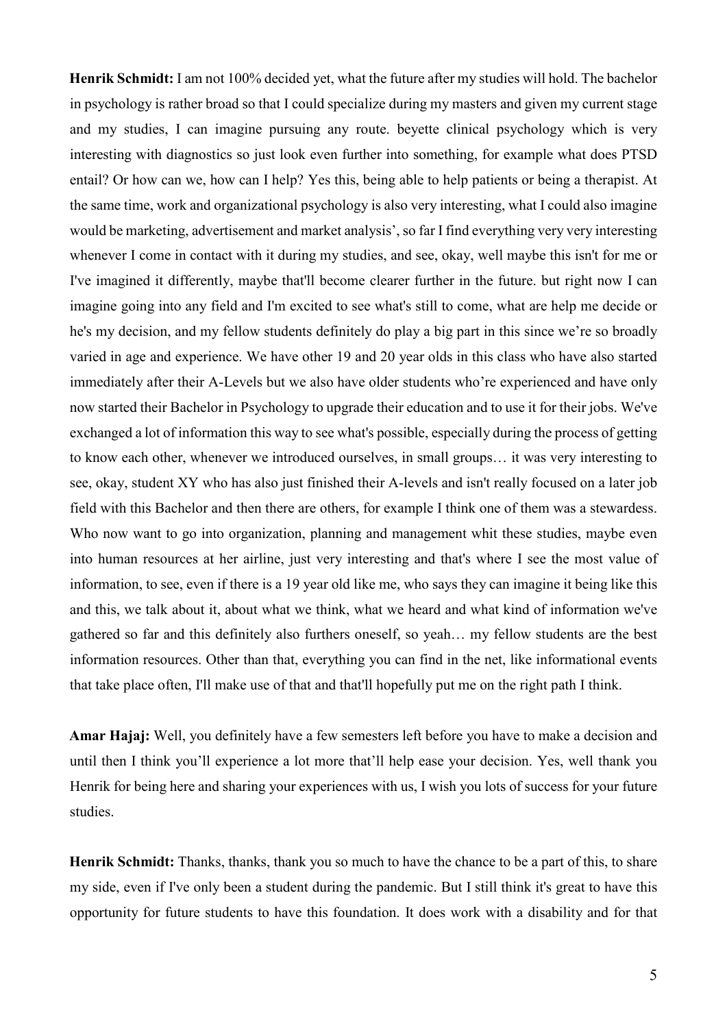**Henrik Schmidt:** I am not 100% decided yet, what the future after my studies will hold. The bachelor in psychology is rather broad so that I could specialize during my masters and given my current stage and my studies, I can imagine pursuing any route. beyette clinical psychology which is very interesting with diagnostics so just look even further into something, for example what does PTSD entail? Or how can we, how can I help? Yes this, being able to help patients or being a therapist. At the same time, work and organizational psychology is also very interesting, what I could also imagine would be marketing, advertisement and market analysis', so far I find everything very very interesting whenever I come in contact with it during my studies, and see, okay, well maybe this isn't for me or I've imagined it differently, maybe that'll become clearer further in the future. but right now I can imagine going into any field and I'm excited to see what's still to come, what are help me decide or he's my decision, and my fellow students definitely do play a big part in this since we're so broadly varied in age and experience. We have other 19 and 20 year olds in this class who have also started immediately after their A-Levels but we also have older students who're experienced and have only now started their Bachelor in Psychology to upgrade their education and to use it for their jobs. We've exchanged a lot of information this way to see what's possible, especially during the process of getting to know each other, whenever we introduced ourselves, in small groups… it was very interesting to see, okay, student XY who has also just finished their A-levels and isn't really focused on a later job field with this Bachelor and then there are others, for example I think one of them was a stewardess. Who now want to go into organization, planning and management whit these studies, maybe even into human resources at her airline, just very interesting and that's where I see the most value of information, to see, even if there is a 19 year old like me, who says they can imagine it being like this and this, we talk about it, about what we think, what we heard and what kind of information we've gathered so far and this definitely also furthers oneself, so yeah… my fellow students are the best information resources. Other than that, everything you can find in the net, like informational events that take place often, I'll make use of that and that'll hopefully put me on the right path I think.

**Amar Hajaj:** Well, you definitely have a few semesters left before you have to make a decision and until then I think you'll experience a lot more that'll help ease your decision. Yes, well thank you Henrik for being here and sharing your experiences with us, I wish you lots of success for your future studies.

**Henrik Schmidt:** Thanks, thanks, thank you so much to have the chance to be a part of this, to share my side, even if I've only been a student during the pandemic. But I still think it's great to have this opportunity for future students to have this foundation. It does work with a disability and for that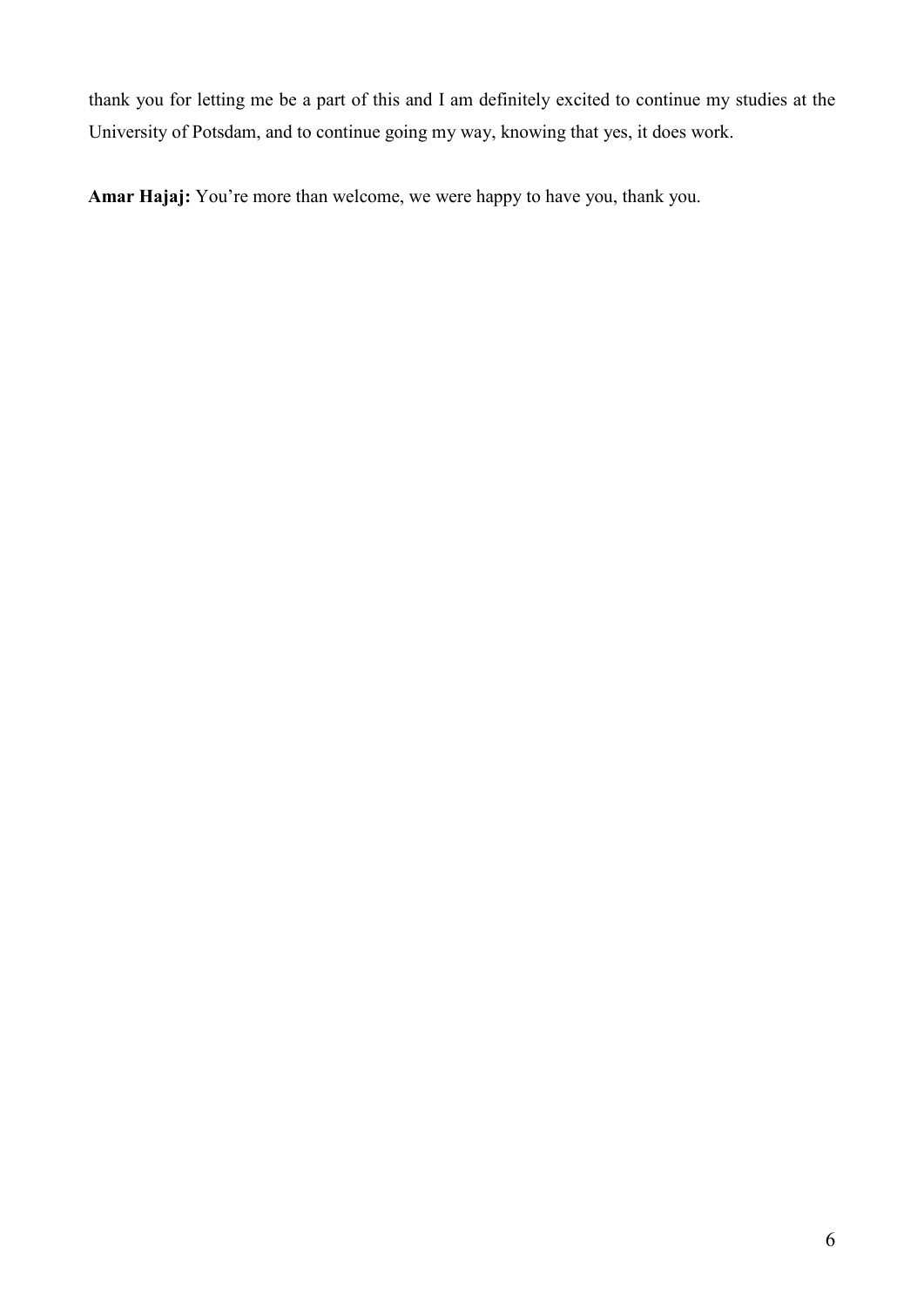thank you for letting me be a part of this and I am definitely excited to continue my studies at the University of Potsdam, and to continue going my way, knowing that yes, it does work.

**Amar Hajaj:** You're more than welcome, we were happy to have you, thank you.